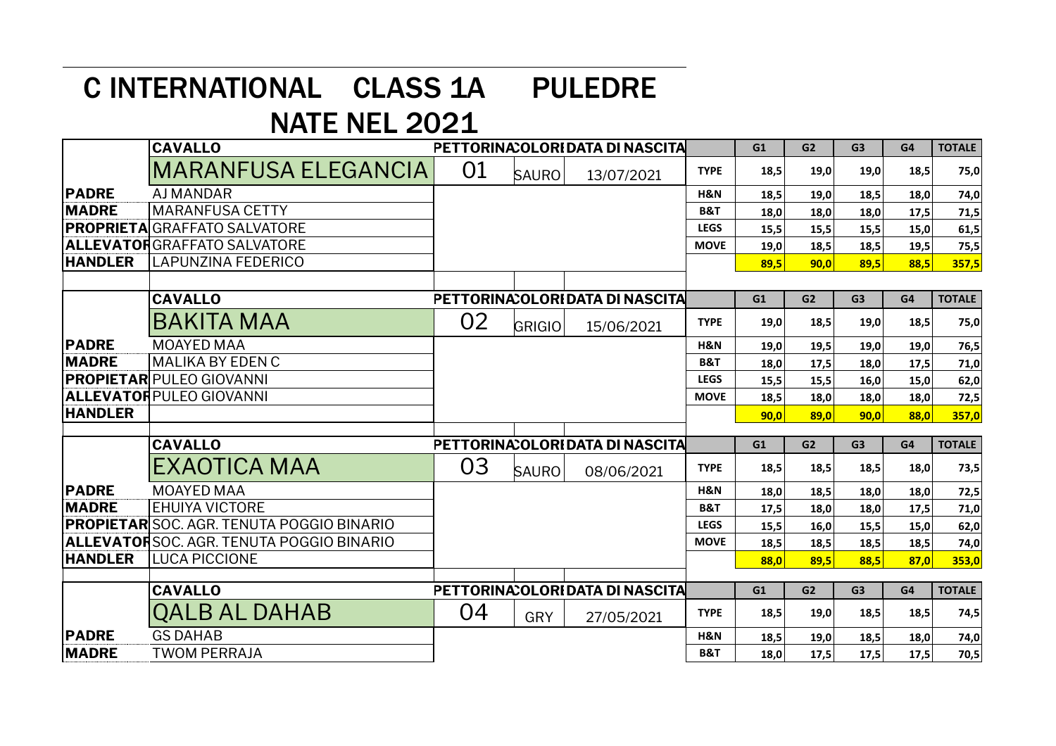# C INTERNATIONAL CLASS 1A PULEDRE NATE NEL 2021

| | CAVALLO | PETTORINA | COLORI | DATA DI NASCITA | | G1 | G2 | G3 | G4 | TOTALE |
|---|---|---|---|---|---|---|---|---|---|---|
| | MARANFUSA ELEGANCIA | 01 | SAURO | 13/07/2021 | TYPE | 18,5 | 19,0 | 19,0 | 18,5 | 75,0 |
| PADRE | AJ MANDAR | | | | H&N | 18,5 | 19,0 | 18,5 | 18,0 | 74,0 |
| MADRE | MARANFUSA CETTY | | | | B&T | 18,0 | 18,0 | 18,0 | 17,5 | 71,5 |
| PROPRIETA | GRAFFATO SALVATORE | | | | LEGS | 15,5 | 15,5 | 15,5 | 15,0 | 61,5 |
| ALLEVATOR | GRAFFATO SALVATORE | | | | MOVE | 19,0 | 18,5 | 18,5 | 19,5 | 75,5 |
| HANDLER | LAPUNZINA FEDERICO | | | | | 89,5 | 90,0 | 89,5 | 88,5 | 357,5 |

| | CAVALLO | PETTORINA | COLORI | DATA DI NASCITA | | G1 | G2 | G3 | G4 | TOTALE |
|---|---|---|---|---|---|---|---|---|---|---|
| | BAKITA MAA | 02 | GRIGIO | 15/06/2021 | TYPE | 19,0 | 18,5 | 19,0 | 18,5 | 75,0 |
| PADRE | MOAYED MAA | | | | H&N | 19,0 | 19,5 | 19,0 | 19,0 | 76,5 |
| MADRE | MALIKA BY EDEN C | | | | B&T | 18,0 | 17,5 | 18,0 | 17,5 | 71,0 |
| PROPIETAR | PULEO GIOVANNI | | | | LEGS | 15,5 | 15,5 | 16,0 | 15,0 | 62,0 |
| ALLEVATOR | PULEO GIOVANNI | | | | MOVE | 18,5 | 18,0 | 18,0 | 18,0 | 72,5 |
| HANDLER | | | | | | 90,0 | 89,0 | 90,0 | 88,0 | 357,0 |

| | CAVALLO | PETTORINA | COLORI | DATA DI NASCITA | | G1 | G2 | G3 | G4 | TOTALE |
|---|---|---|---|---|---|---|---|---|---|---|
| | EXAOTICA MAA | 03 | SAURO | 08/06/2021 | TYPE | 18,5 | 18,5 | 18,5 | 18,0 | 73,5 |
| PADRE | MOAYED MAA | | | | H&N | 18,0 | 18,5 | 18,0 | 18,0 | 72,5 |
| MADRE | EHUIYA VICTORE | | | | B&T | 17,5 | 18,0 | 18,0 | 17,5 | 71,0 |
| PROPIETAR | SOC. AGR. TENUTA POGGIO BINARIO | | | | LEGS | 15,5 | 16,0 | 15,5 | 15,0 | 62,0 |
| ALLEVATOR | SOC. AGR. TENUTA POGGIO BINARIO | | | | MOVE | 18,5 | 18,5 | 18,5 | 18,5 | 74,0 |
| HANDLER | LUCA PICCIONE | | | | | 88,0 | 89,5 | 88,5 | 87,0 | 353,0 |

| | CAVALLO | PETTORINA | COLORI | DATA DI NASCITA | | G1 | G2 | G3 | G4 | TOTALE |
|---|---|---|---|---|---|---|---|---|---|---|
| | QALB AL DAHAB | 04 | GRY | 27/05/2021 | TYPE | 18,5 | 19,0 | 18,5 | 18,5 | 74,5 |
| PADRE | GS DAHAB | | | | H&N | 18,5 | 19,0 | 18,5 | 18,0 | 74,0 |
| MADRE | TWOM PERRAJA | | | | B&T | 18,0 | 17,5 | 17,5 | 17,5 | 70,5 |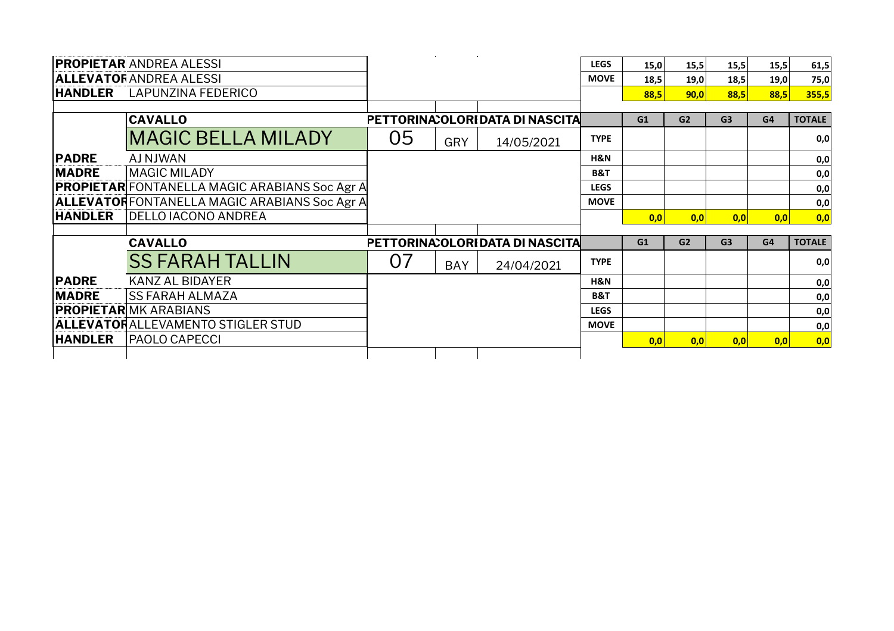| | | | | | | G1 | G2 | G3 | G4 | TOTALE |
|---|---|---|---|---|---|---|---|---|---|---|
| PROPIETAR | ANDREA ALESSI | | | | LEGS | 15,0 | 15,5 | 15,5 | 15,5 | 61,5 |
| ALLEVATOR | ANDREA ALESSI | | | | MOVE | 18,5 | 19,0 | 18,5 | 19,0 | 75,0 |
| HANDLER | LAPUNZINA FEDERICO | | | | | 88,5 | 90,0 | 88,5 | 88,5 | 355,5 |

| | CAVALLO | PETTORINA | COLORE | DATA DI NASCITA | | G1 | G2 | G3 | G4 | TOTALE |
|---|---|---|---|---|---|---|---|---|---|---|
| | MAGIC BELLA MILADY | 05 | GRY | 14/05/2021 | TYPE | | | | | 0,0 |
| PADRE | AJ NJWAN | | | | H&N | | | | | 0,0 |
| MADRE | MAGIC MILADY | | | | B&T | | | | | 0,0 |
| PROPIETAR | FONTANELLA MAGIC ARABIANS Soc Agr A | | | | LEGS | | | | | 0,0 |
| ALLEVATOR | FONTANELLA MAGIC ARABIANS Soc Agr A | | | | MOVE | | | | | 0,0 |
| HANDLER | DELLO IACONO ANDREA | | | | | 0,0 | 0,0 | 0,0 | 0,0 | 0,0 |

| | CAVALLO | PETTORINA | COLORE | DATA DI NASCITA | | G1 | G2 | G3 | G4 | TOTALE |
|---|---|---|---|---|---|---|---|---|---|---|
| | SS FARAH TALLIN | 07 | BAY | 24/04/2021 | TYPE | | | | | 0,0 |
| PADRE | KANZ AL BIDAYER | | | | H&N | | | | | 0,0 |
| MADRE | SS FARAH ALMAZA | | | | B&T | | | | | 0,0 |
| PROPIETAR | MK ARABIANS | | | | LEGS | | | | | 0,0 |
| ALLEVATOR | ALLEVAMENTO STIGLER STUD | | | | MOVE | | | | | 0,0 |
| HANDLER | PAOLO CAPECCI | | | | | 0,0 | 0,0 | 0,0 | 0,0 | 0,0 |